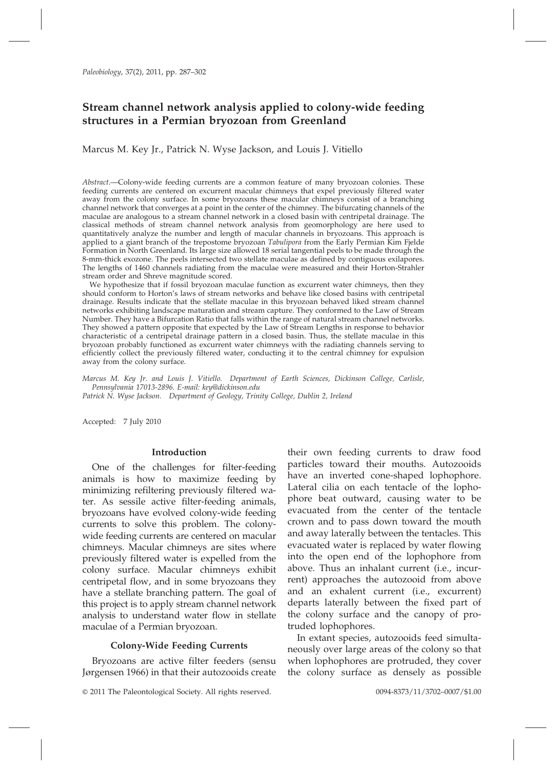# Stream channel network analysis applied to colony-wide feeding structures in a Permian bryozoan from Greenland

Marcus M. Key Jr., Patrick N. Wyse Jackson, and Louis J. Vitiello

*Abstract.*—Colony-wide feeding currents are a common feature of many bryozoan colonies. These feeding currents are centered on excurrent macular chimneys that expel previously filtered water away from the colony surface. In some bryozoans these macular chimneys consist of a branching channel network that converges at a point in the center of the chimney. The bifurcating channels of the maculae are analogous to a stream channel network in a closed basin with centripetal drainage. The classical methods of stream channel network analysis from geomorphology are here used to quantitatively analyze the number and length of macular channels in bryozoans. This approach is applied to a giant branch of the trepostome bryozoan *Tabulipora* from the Early Permian Kim Fjelde Formation in North Greenland. Its large size allowed 18 serial tangential peels to be made through the 8-mm-thick exozone. The peels intersected two stellate maculae as defined by contiguous exilapores. The lengths of 1460 channels radiating from the maculae were measured and their Horton-Strahler stream order and Shreve magnitude scored.

We hypothesize that if fossil bryozoan maculae function as excurrent water chimneys, then they should conform to Horton's laws of stream networks and behave like closed basins with centripetal drainage. Results indicate that the stellate maculae in this bryozoan behaved liked stream channel networks exhibiting landscape maturation and stream capture. They conformed to the Law of Stream Number. They have a Bifurcation Ratio that falls within the range of natural stream channel networks. They showed a pattern opposite that expected by the Law of Stream Lengths in response to behavior characteristic of a centripetal drainage pattern in a closed basin. Thus, the stellate maculae in this bryozoan probably functioned as excurrent water chimneys with the radiating channels serving to efficiently collect the previously filtered water, conducting it to the central chimney for expulsion away from the colony surface.

*Marcus M. Key Jr. and Louis J. Vitiello. Department of Earth Sciences, Dickinson College, Carlisle, Pennsylvania 17013-2896. E-mail: key@dickinson.edu*
*Patrick N. Wyse Jackson. Department of Geology, Trinity College, Dublin 2, Ireland*

Accepted: 7 July 2010

## Introduction

One of the challenges for filter-feeding animals is how to maximize feeding by minimizing refiltering previously filtered water. As sessile active filter-feeding animals, bryozoans have evolved colony-wide feeding currents to solve this problem. The colony-wide feeding currents are centered on macular chimneys. Macular chimneys are sites where previously filtered water is expelled from the colony surface. Macular chimneys exhibit centripetal flow, and in some bryozoans they have a stellate branching pattern. The goal of this project is to apply stream channel network analysis to understand water flow in stellate maculae of a Permian bryozoan.

### Colony-Wide Feeding Currents

Bryozoans are active filter feeders (sensu Jørgensen 1966) in that their autozooids create their own feeding currents to draw food particles toward their mouths. Autozooids have an inverted cone-shaped lophophore. Lateral cilia on each tentacle of the lophophore beat outward, causing water to be evacuated from the center of the tentacle crown and to pass down toward the mouth and away laterally between the tentacles. This evacuated water is replaced by water flowing into the open end of the lophophore from above. Thus an inhalant current (i.e., incurrent) approaches the autozooid from above and an exhalent current (i.e., excurrent) departs laterally between the fixed part of the colony surface and the canopy of protruded lophophores.

In extant species, autozooids feed simultaneously over large areas of the colony so that when lophophores are protruded, they cover the colony surface as densely as possible

© 2011 The Paleontological Society. All rights reserved. 0094-8373/11/3702–0007/$1.00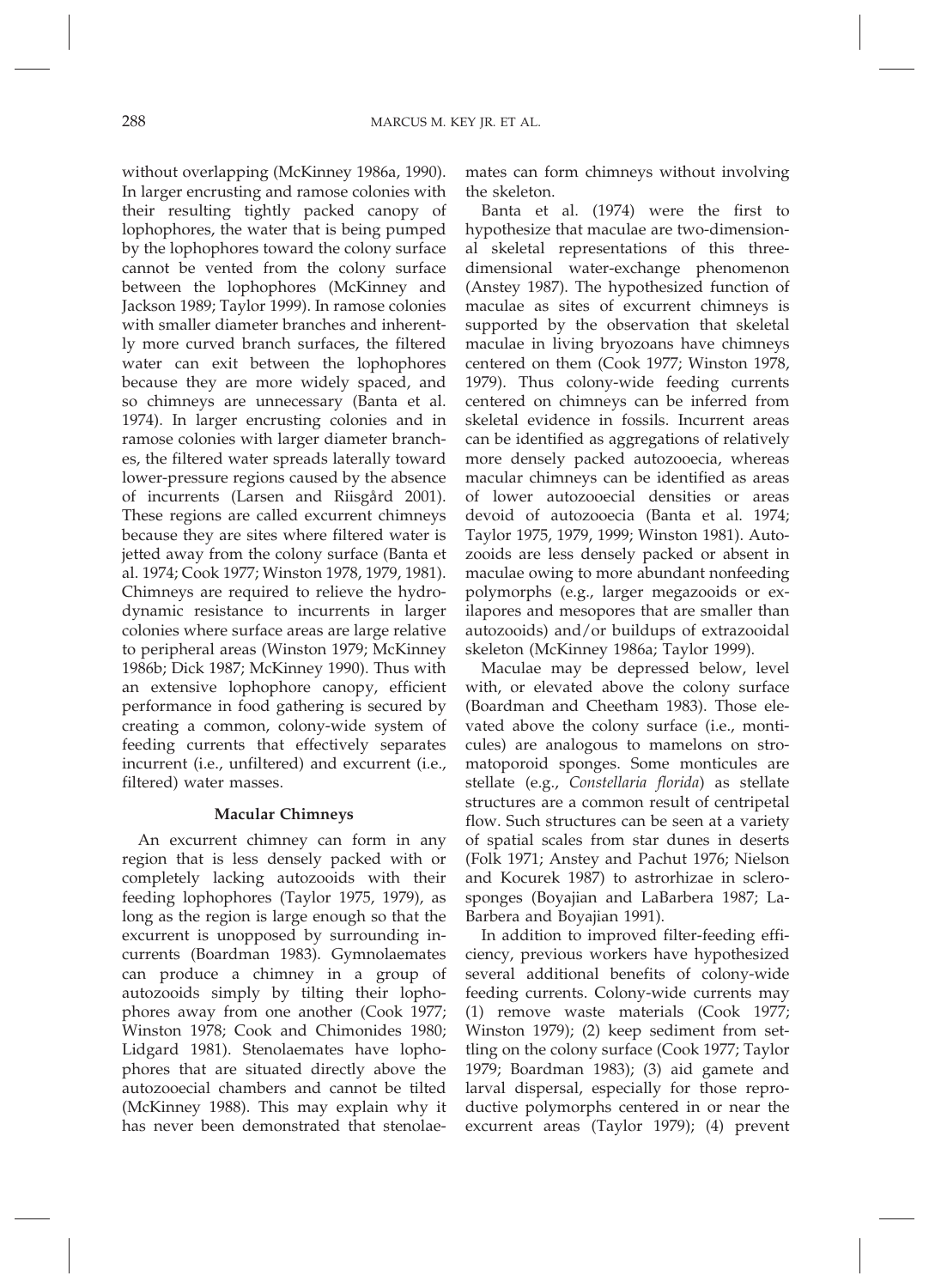without overlapping (McKinney 1986a, 1990). In larger encrusting and ramose colonies with their resulting tightly packed canopy of lophophores, the water that is being pumped by the lophophores toward the colony surface cannot be vented from the colony surface between the lophophores (McKinney and Jackson 1989; Taylor 1999). In ramose colonies with smaller diameter branches and inherently more curved branch surfaces, the filtered water can exit between the lophophores because they are more widely spaced, and so chimneys are unnecessary (Banta et al. 1974). In larger encrusting colonies and in ramose colonies with larger diameter branches, the filtered water spreads laterally toward lower-pressure regions caused by the absence of incurrents (Larsen and Riisgård 2001). These regions are called excurrent chimneys because they are sites where filtered water is jetted away from the colony surface (Banta et al. 1974; Cook 1977; Winston 1978, 1979, 1981). Chimneys are required to relieve the hydrodynamic resistance to incurrents in larger colonies where surface areas are large relative to peripheral areas (Winston 1979; McKinney 1986b; Dick 1987; McKinney 1990). Thus with an extensive lophophore canopy, efficient performance in food gathering is secured by creating a common, colony-wide system of feeding currents that effectively separates incurrent (i.e., unfiltered) and excurrent (i.e., filtered) water masses.

## Macular Chimneys

An excurrent chimney can form in any region that is less densely packed with or completely lacking autozooids with their feeding lophophores (Taylor 1975, 1979), as long as the region is large enough so that the excurrent is unopposed by surrounding incurrents (Boardman 1983). Gymnolaemates can produce a chimney in a group of autozooids simply by tilting their lophophores away from one another (Cook 1977; Winston 1978; Cook and Chimonides 1980; Lidgard 1981). Stenolaemates have lophophores that are situated directly above the autozooecial chambers and cannot be tilted (McKinney 1988). This may explain why it has never been demonstrated that stenolaemates can form chimneys without involving the skeleton.

Banta et al. (1974) were the first to hypothesize that maculae are two-dimensional skeletal representations of this three-dimensional water-exchange phenomenon (Anstey 1987). The hypothesized function of maculae as sites of excurrent chimneys is supported by the observation that skeletal maculae in living bryozoans have chimneys centered on them (Cook 1977; Winston 1978, 1979). Thus colony-wide feeding currents centered on chimneys can be inferred from skeletal evidence in fossils. Incurrent areas can be identified as aggregations of relatively more densely packed autozooecia, whereas macular chimneys can be identified as areas of lower autozooecial densities or areas devoid of autozooecia (Banta et al. 1974; Taylor 1975, 1979, 1999; Winston 1981). Autozooids are less densely packed or absent in maculae owing to more abundant nonfeeding polymorphs (e.g., larger megazooids or exilapores and mesopores that are smaller than autozooids) and/or buildups of extrazooidal skeleton (McKinney 1986a; Taylor 1999).

Maculae may be depressed below, level with, or elevated above the colony surface (Boardman and Cheetham 1983). Those elevated above the colony surface (i.e., monticules) are analogous to mamelons on stromatoporoid sponges. Some monticules are stellate (e.g., *Constellaria florida*) as stellate structures are a common result of centripetal flow. Such structures can be seen at a variety of spatial scales from star dunes in deserts (Folk 1971; Anstey and Pachut 1976; Nielson and Kocurek 1987) to astrorhizae in sclerosponges (Boyajian and LaBarbera 1987; LaBarbera and Boyajian 1991).

In addition to improved filter-feeding efficiency, previous workers have hypothesized several additional benefits of colony-wide feeding currents. Colony-wide currents may (1) remove waste materials (Cook 1977; Winston 1979); (2) keep sediment from settling on the colony surface (Cook 1977; Taylor 1979; Boardman 1983); (3) aid gamete and larval dispersal, especially for those reproductive polymorphs centered in or near the excurrent areas (Taylor 1979); (4) prevent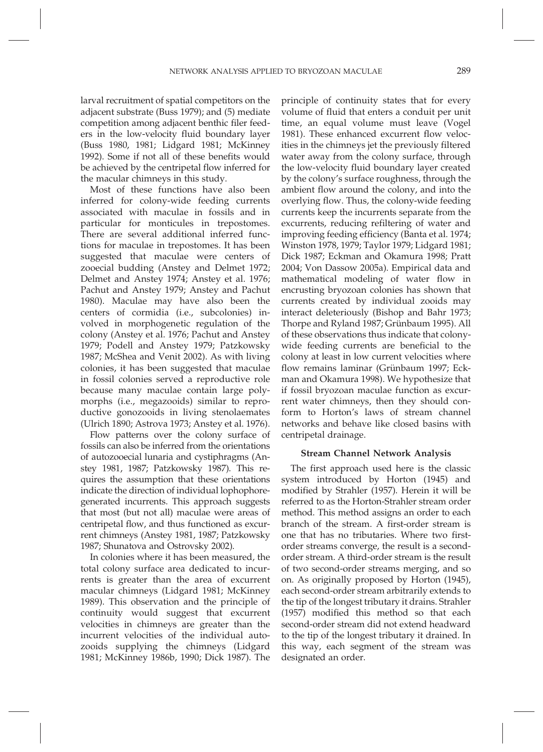larval recruitment of spatial competitors on the adjacent substrate (Buss 1979); and (5) mediate competition among adjacent benthic filer feeders in the low-velocity fluid boundary layer (Buss 1980, 1981; Lidgard 1981; McKinney 1992). Some if not all of these benefits would be achieved by the centripetal flow inferred for the macular chimneys in this study.

Most of these functions have also been inferred for colony-wide feeding currents associated with maculae in fossils and in particular for monticules in trepostomes. There are several additional inferred functions for maculae in trepostomes. It has been suggested that maculae were centers of zooecial budding (Anstey and Delmet 1972; Delmet and Anstey 1974; Anstey et al. 1976; Pachut and Anstey 1979; Anstey and Pachut 1980). Maculae may have also been the centers of cormidia (i.e., subcolonies) involved in morphogenetic regulation of the colony (Anstey et al. 1976; Pachut and Anstey 1979; Podell and Anstey 1979; Patzkowsky 1987; McShea and Venit 2002). As with living colonies, it has been suggested that maculae in fossil colonies served a reproductive role because many maculae contain large polymorphs (i.e., megazooids) similar to reproductive gonozooids in living stenolaemates (Ulrich 1890; Astrova 1973; Anstey et al. 1976).

Flow patterns over the colony surface of fossils can also be inferred from the orientations of autozooecial lunaria and cystiphragms (Anstey 1981, 1987; Patzkowsky 1987). This requires the assumption that these orientations indicate the direction of individual lophophore-generated incurrents. This approach suggests that most (but not all) maculae were areas of centripetal flow, and thus functioned as excurrent chimneys (Anstey 1981, 1987; Patzkowsky 1987; Shunatova and Ostrovsky 2002).

In colonies where it has been measured, the total colony surface area dedicated to incurrents is greater than the area of excurrent macular chimneys (Lidgard 1981; McKinney 1989). This observation and the principle of continuity would suggest that excurrent velocities in chimneys are greater than the incurrent velocities of the individual autozooids supplying the chimneys (Lidgard 1981; McKinney 1986b, 1990; Dick 1987). The principle of continuity states that for every volume of fluid that enters a conduit per unit time, an equal volume must leave (Vogel 1981). These enhanced excurrent flow velocities in the chimneys jet the previously filtered water away from the colony surface, through the low-velocity fluid boundary layer created by the colony's surface roughness, through the ambient flow around the colony, and into the overlying flow. Thus, the colony-wide feeding currents keep the incurrents separate from the excurrents, reducing refiltering of water and improving feeding efficiency (Banta et al. 1974; Winston 1978, 1979; Taylor 1979; Lidgard 1981; Dick 1987; Eckman and Okamura 1998; Pratt 2004; Von Dassow 2005a). Empirical data and mathematical modeling of water flow in encrusting bryozoan colonies has shown that currents created by individual zooids may interact deleteriously (Bishop and Bahr 1973; Thorpe and Ryland 1987; Grünbaum 1995). All of these observations thus indicate that colony-wide feeding currents are beneficial to the colony at least in low current velocities where flow remains laminar (Grünbaum 1997; Eckman and Okamura 1998). We hypothesize that if fossil bryozoan maculae function as excurrent water chimneys, then they should conform to Horton's laws of stream channel networks and behave like closed basins with centripetal drainage.

## Stream Channel Network Analysis

The first approach used here is the classic system introduced by Horton (1945) and modified by Strahler (1957). Herein it will be referred to as the Horton-Strahler stream order method. This method assigns an order to each branch of the stream. A first-order stream is one that has no tributaries. Where two first-order streams converge, the result is a second-order stream. A third-order stream is the result of two second-order streams merging, and so on. As originally proposed by Horton (1945), each second-order stream arbitrarily extends to the tip of the longest tributary it drains. Strahler (1957) modified this method so that each second-order stream did not extend headward to the tip of the longest tributary it drained. In this way, each segment of the stream was designated an order.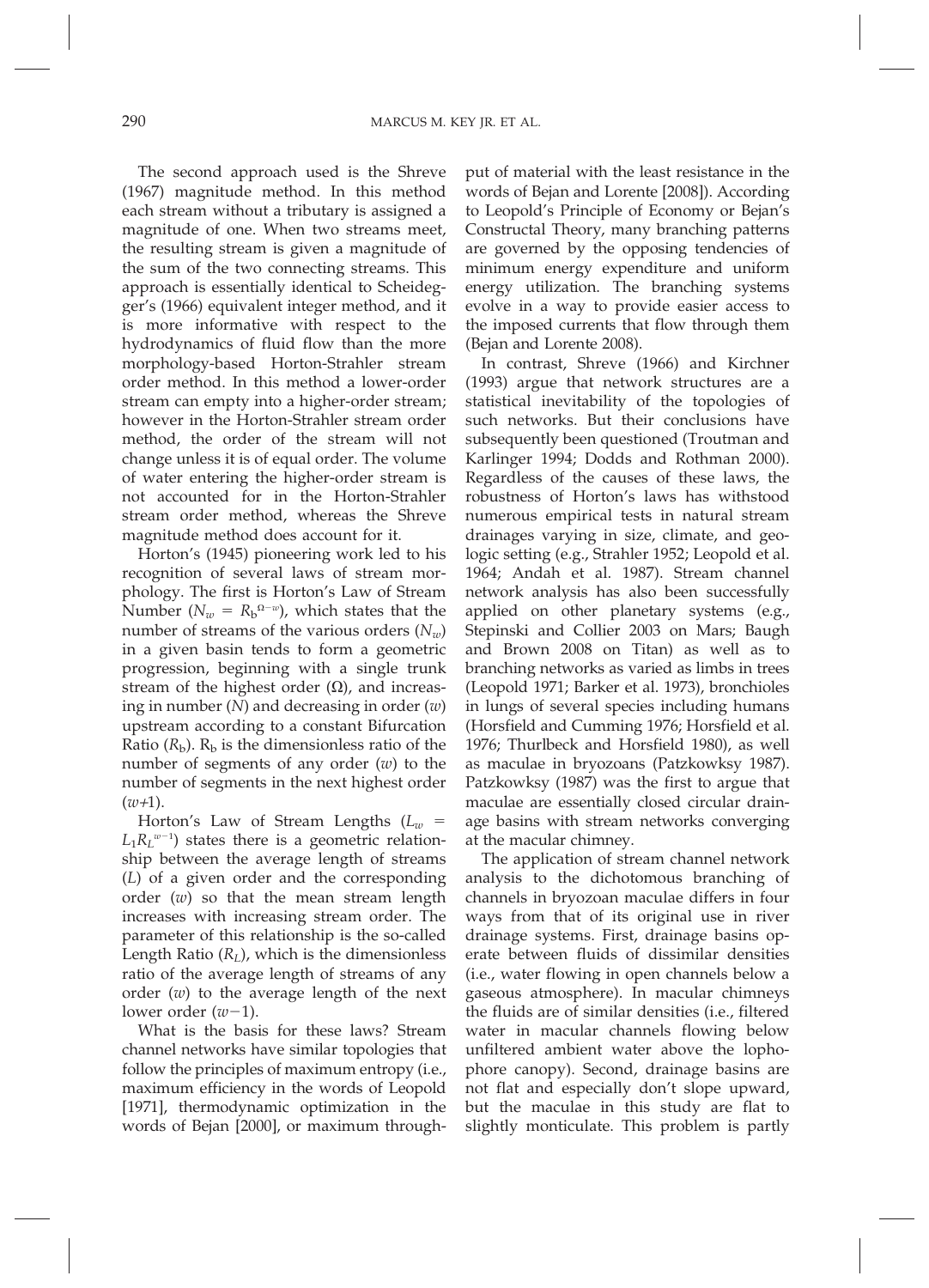The second approach used is the Shreve (1967) magnitude method. In this method each stream without a tributary is assigned a magnitude of one. When two streams meet, the resulting stream is given a magnitude of the sum of the two connecting streams. This approach is essentially identical to Scheidegger's (1966) equivalent integer method, and it is more informative with respect to the hydrodynamics of fluid flow than the more morphology-based Horton-Strahler stream order method. In this method a lower-order stream can empty into a higher-order stream; however in the Horton-Strahler stream order method, the order of the stream will not change unless it is of equal order. The volume of water entering the higher-order stream is not accounted for in the Horton-Strahler stream order method, whereas the Shreve magnitude method does account for it.

Horton's (1945) pioneering work led to his recognition of several laws of stream morphology. The first is Horton's Law of Stream Number ($N_w = R_b^{\Omega - w}$), which states that the number of streams of the various orders ($N_w$) in a given basin tends to form a geometric progression, beginning with a single trunk stream of the highest order ($\Omega$), and increasing in number ($N$) and decreasing in order ($w$) upstream according to a constant Bifurcation Ratio ($R_b$). $R_b$ is the dimensionless ratio of the number of segments of any order ($w$) to the number of segments in the next highest order ($w$+1).

Horton's Law of Stream Lengths ($L_w = L_1 R_L^{w-1}$) states there is a geometric relationship between the average length of streams ($L$) of a given order and the corresponding order ($w$) so that the mean stream length increases with increasing stream order. The parameter of this relationship is the so-called Length Ratio ($R_L$), which is the dimensionless ratio of the average length of streams of any order ($w$) to the average length of the next lower order ($w-1$).

What is the basis for these laws? Stream channel networks have similar topologies that follow the principles of maximum entropy (i.e., maximum efficiency in the words of Leopold [1971], thermodynamic optimization in the words of Bejan [2000], or maximum throughput of material with the least resistance in the words of Bejan and Lorente [2008]). According to Leopold's Principle of Economy or Bejan's Constructal Theory, many branching patterns are governed by the opposing tendencies of minimum energy expenditure and uniform energy utilization. The branching systems evolve in a way to provide easier access to the imposed currents that flow through them (Bejan and Lorente 2008).

In contrast, Shreve (1966) and Kirchner (1993) argue that network structures are a statistical inevitability of the topologies of such networks. But their conclusions have subsequently been questioned (Troutman and Karlinger 1994; Dodds and Rothman 2000). Regardless of the causes of these laws, the robustness of Horton's laws has withstood numerous empirical tests in natural stream drainages varying in size, climate, and geologic setting (e.g., Strahler 1952; Leopold et al. 1964; Andah et al. 1987). Stream channel network analysis has also been successfully applied on other planetary systems (e.g., Stepinski and Collier 2003 on Mars; Baugh and Brown 2008 on Titan) as well as to branching networks as varied as limbs in trees (Leopold 1971; Barker et al. 1973), bronchioles in lungs of several species including humans (Horsfield and Cumming 1976; Horsfield et al. 1976; Thurlbeck and Horsfield 1980), as well as maculae in bryozoans (Patzkowksy 1987). Patzkowksy (1987) was the first to argue that maculae are essentially closed circular drainage basins with stream networks converging at the macular chimney.

The application of stream channel network analysis to the dichotomous branching of channels in bryozoan maculae differs in four ways from that of its original use in river drainage systems. First, drainage basins operate between fluids of dissimilar densities (i.e., water flowing in open channels below a gaseous atmosphere). In macular chimneys the fluids are of similar densities (i.e., filtered water in macular channels flowing below unfiltered ambient water above the lophophore canopy). Second, drainage basins are not flat and especially don't slope upward, but the maculae in this study are flat to slightly monticulate. This problem is partly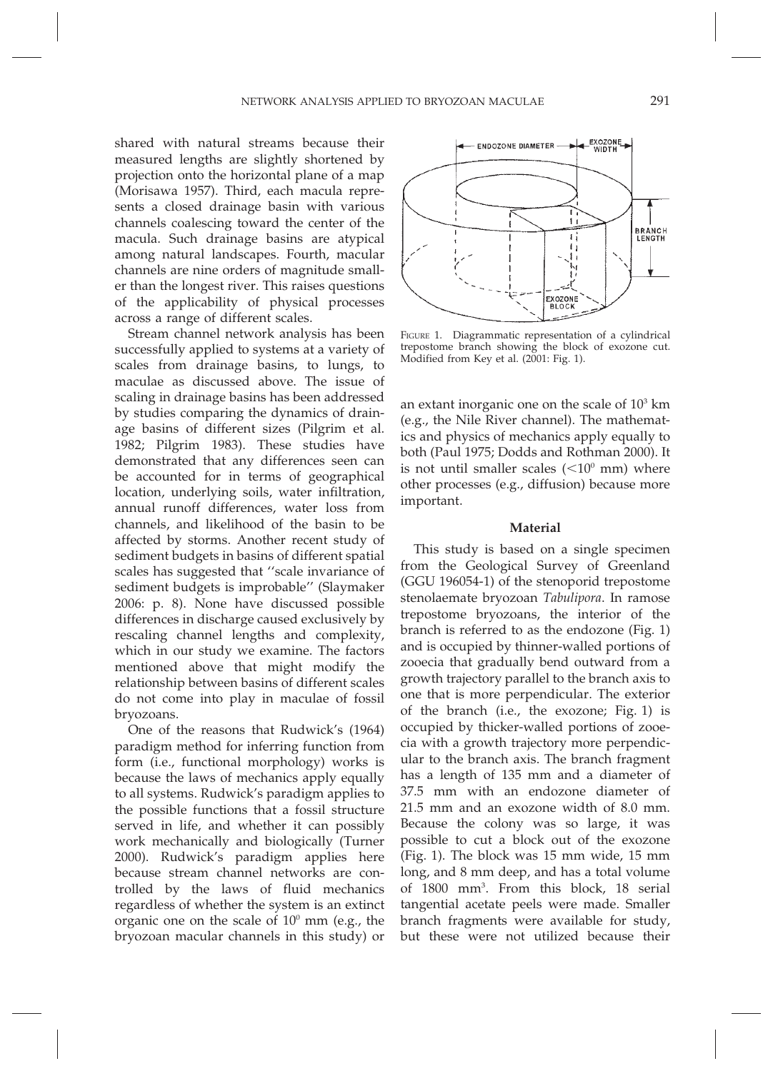shared with natural streams because their measured lengths are slightly shortened by projection onto the horizontal plane of a map (Morisawa 1957). Third, each macula represents a closed drainage basin with various channels coalescing toward the center of the macula. Such drainage basins are atypical among natural landscapes. Fourth, macular channels are nine orders of magnitude smaller than the longest river. This raises questions of the applicability of physical processes across a range of different scales.

Stream channel network analysis has been successfully applied to systems at a variety of scales from drainage basins, to lungs, to maculae as discussed above. The issue of scaling in drainage basins has been addressed by studies comparing the dynamics of drainage basins of different sizes (Pilgrim et al. 1982; Pilgrim 1983). These studies have demonstrated that any differences seen can be accounted for in terms of geographical location, underlying soils, water infiltration, annual runoff differences, water loss from channels, and likelihood of the basin to be affected by storms. Another recent study of sediment budgets in basins of different spatial scales has suggested that ''scale invariance of sediment budgets is improbable'' (Slaymaker 2006: p. 8). None have discussed possible differences in discharge caused exclusively by rescaling channel lengths and complexity, which in our study we examine. The factors mentioned above that might modify the relationship between basins of different scales do not come into play in maculae of fossil bryozoans.

One of the reasons that Rudwick's (1964) paradigm method for inferring function from form (i.e., functional morphology) works is because the laws of mechanics apply equally to all systems. Rudwick's paradigm applies to the possible functions that a fossil structure served in life, and whether it can possibly work mechanically and biologically (Turner 2000). Rudwick's paradigm applies here because stream channel networks are controlled by the laws of fluid mechanics regardless of whether the system is an extinct organic one on the scale of $10^0$ mm (e.g., the bryozoan macular channels in this study) or an extant inorganic one on the scale of $10^3$ km (e.g., the Nile River channel). The mathematics and physics of mechanics apply equally to both (Paul 1975; Dodds and Rothman 2000). It is not until smaller scales ($<10^0$ mm) where other processes (e.g., diffusion) because more important.

FIGURE 1. Diagrammatic representation of a cylindrical trepostome branch showing the block of exozone cut. Modified from Key et al. (2001: Fig. 1).

## Material

This study is based on a single specimen from the Geological Survey of Greenland (GGU 196054-1) of the stenoporid trepostome stenolaemate bryozoan *Tabulipora*. In ramose trepostome bryozoans, the interior of the branch is referred to as the endozone (Fig. 1) and is occupied by thinner-walled portions of zooecia that gradually bend outward from a growth trajectory parallel to the branch axis to one that is more perpendicular. The exterior of the branch (i.e., the exozone; Fig. 1) is occupied by thicker-walled portions of zooecia with a growth trajectory more perpendicular to the branch axis. The branch fragment has a length of 135 mm and a diameter of 37.5 mm with an endozone diameter of 21.5 mm and an exozone width of 8.0 mm. Because the colony was so large, it was possible to cut a block out of the exozone (Fig. 1). The block was 15 mm wide, 15 mm long, and 8 mm deep, and has a total volume of 1800 $mm^3$. From this block, 18 serial tangential acetate peels were made. Smaller branch fragments were available for study, but these were not utilized because their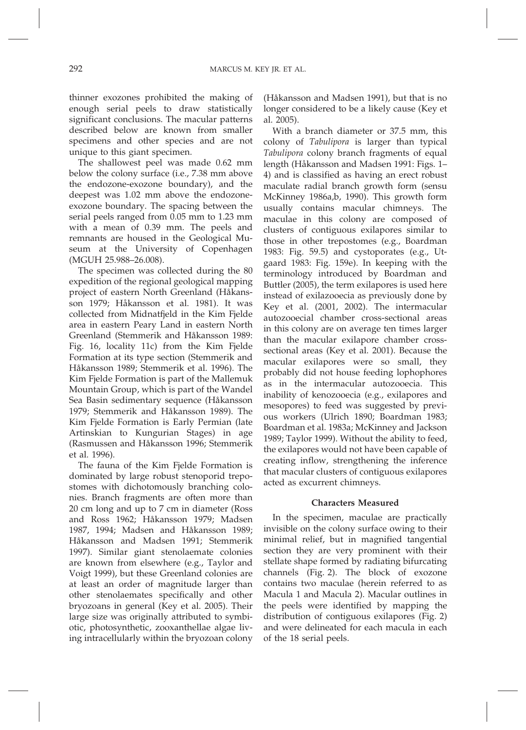thinner exozones prohibited the making of enough serial peels to draw statistically significant conclusions. The macular patterns described below are known from smaller specimens and other species and are not unique to this giant specimen.

The shallowest peel was made 0.62 mm below the colony surface (i.e., 7.38 mm above the endozone-exozone boundary), and the deepest was 1.02 mm above the endozone-exozone boundary. The spacing between the serial peels ranged from 0.05 mm to 1.23 mm with a mean of 0.39 mm. The peels and remnants are housed in the Geological Museum at the University of Copenhagen (MGUH 25.988–26.008).

The specimen was collected during the 80 expedition of the regional geological mapping project of eastern North Greenland (Håkansson 1979; Håkansson et al. 1981). It was collected from Midnatfjeld in the Kim Fjelde area in eastern Peary Land in eastern North Greenland (Stemmerik and Håkansson 1989: Fig. 16, locality 11c) from the Kim Fjelde Formation at its type section (Stemmerik and Håkansson 1989; Stemmerik et al. 1996). The Kim Fjelde Formation is part of the Mallemuk Mountain Group, which is part of the Wandel Sea Basin sedimentary sequence (Håkansson 1979; Stemmerik and Håkansson 1989). The Kim Fjelde Formation is Early Permian (late Artinskian to Kungurian Stages) in age (Rasmussen and Håkansson 1996; Stemmerik et al. 1996).

The fauna of the Kim Fjelde Formation is dominated by large robust stenoporid trepostomes with dichotomously branching colonies. Branch fragments are often more than 20 cm long and up to 7 cm in diameter (Ross and Ross 1962; Håkansson 1979; Madsen 1987, 1994; Madsen and Håkansson 1989; Håkansson and Madsen 1991; Stemmerik 1997). Similar giant stenolaemate colonies are known from elsewhere (e.g., Taylor and Voigt 1999), but these Greenland colonies are at least an order of magnitude larger than other stenolaemates specifically and other bryozoans in general (Key et al. 2005). Their large size was originally attributed to symbiotic, photosynthetic, zooxanthellae algae living intracellularly within the bryozoan colony (Håkansson and Madsen 1991), but that is no longer considered to be a likely cause (Key et al. 2005).

With a branch diameter or 37.5 mm, this colony of *Tabulipora* is larger than typical *Tabulipora* colony branch fragments of equal length (Håkansson and Madsen 1991: Figs. 1–4) and is classified as having an erect robust maculate radial branch growth form (sensu McKinney 1986a,b, 1990). This growth form usually contains macular chimneys. The maculae in this colony are composed of clusters of contiguous exilapores similar to those in other trepostomes (e.g., Boardman 1983: Fig. 59.5) and cystoporates (e.g., Utgaard 1983: Fig. 159e). In keeping with the terminology introduced by Boardman and Buttler (2005), the term exilapores is used here instead of exilazooecia as previously done by Key et al. (2001, 2002). The intermacular autozooecial chamber cross-sectional areas in this colony are on average ten times larger than the macular exilapore chamber cross-sectional areas (Key et al. 2001). Because the macular exilapores were so small, they probably did not house feeding lophophores as in the intermacular autozooecia. This inability of kenozooecia (e.g., exilapores and mesopores) to feed was suggested by previous workers (Ulrich 1890; Boardman 1983; Boardman et al. 1983a; McKinney and Jackson 1989; Taylor 1999). Without the ability to feed, the exilapores would not have been capable of creating inflow, strengthening the inference that macular clusters of contiguous exilapores acted as excurrent chimneys.

### Characters Measured

In the specimen, maculae are practically invisible on the colony surface owing to their minimal relief, but in magnified tangential section they are very prominent with their stellate shape formed by radiating bifurcating channels (Fig. 2). The block of exozone contains two maculae (herein referred to as Macula 1 and Macula 2). Macular outlines in the peels were identified by mapping the distribution of contiguous exilapores (Fig. 2) and were delineated for each macula in each of the 18 serial peels.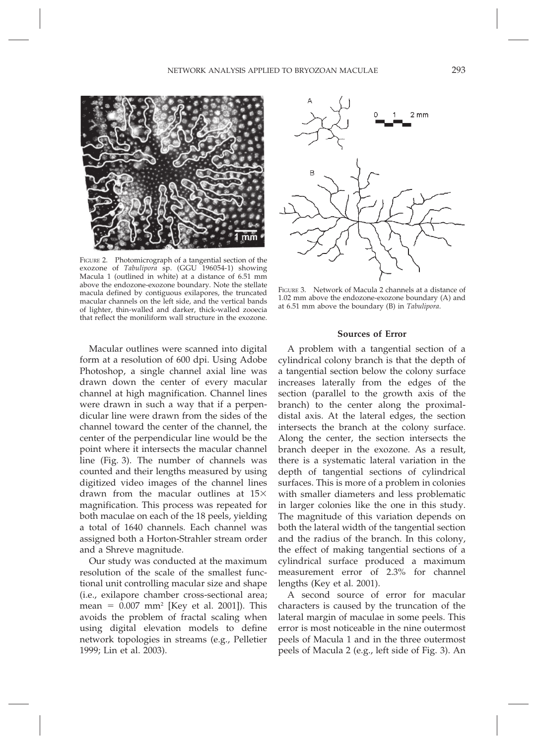FIGURE 2. Photomicrograph of a tangential section of the exozone of *Tabulipora* sp. (GGU 196054-1) showing Macula 1 (outlined in white) at a distance of 6.51 mm above the endozone-exozone boundary. Note the stellate macula defined by contiguous exilapores, the truncated macular channels on the left side, and the vertical bands of lighter, thin-walled and darker, thick-walled zooecia that reflect the moniliform wall structure in the exozone.

FIGURE 3. Network of Macula 2 channels at a distance of 1.02 mm above the endozone-exozone boundary (A) and at 6.51 mm above the boundary (B) in *Tabulipora*.

Macular outlines were scanned into digital form at a resolution of 600 dpi. Using Adobe Photoshop, a single channel axial line was drawn down the center of every macular channel at high magnification. Channel lines were drawn in such a way that if a perpendicular line were drawn from the sides of the channel toward the center of the channel, the center of the perpendicular line would be the point where it intersects the macular channel line (Fig. 3). The number of channels was counted and their lengths measured by using digitized video images of the channel lines drawn from the macular outlines at 15× magnification. This process was repeated for both maculae on each of the 18 peels, yielding a total of 1640 channels. Each channel was assigned both a Horton-Strahler stream order and a Shreve magnitude.

Our study was conducted at the maximum resolution of the scale of the smallest functional unit controlling macular size and shape (i.e., exilapore chamber cross-sectional area; mean = 0.007 mm$^2$ [Key et al. 2001]). This avoids the problem of fractal scaling when using digital elevation models to define network topologies in streams (e.g., Pelletier 1999; Lin et al. 2003).

## Sources of Error

A problem with a tangential section of a cylindrical colony branch is that the depth of a tangential section below the colony surface increases laterally from the edges of the section (parallel to the growth axis of the branch) to the center along the proximal-distal axis. At the lateral edges, the section intersects the branch at the colony surface. Along the center, the section intersects the branch deeper in the exozone. As a result, there is a systematic lateral variation in the depth of tangential sections of cylindrical surfaces. This is more of a problem in colonies with smaller diameters and less problematic in larger colonies like the one in this study. The magnitude of this variation depends on both the lateral width of the tangential section and the radius of the branch. In this colony, the effect of making tangential sections of a cylindrical surface produced a maximum measurement error of 2.3% for channel lengths (Key et al. 2001).

A second source of error for macular characters is caused by the truncation of the lateral margin of maculae in some peels. This error is most noticeable in the nine outermost peels of Macula 1 and in the three outermost peels of Macula 2 (e.g., left side of Fig. 3). An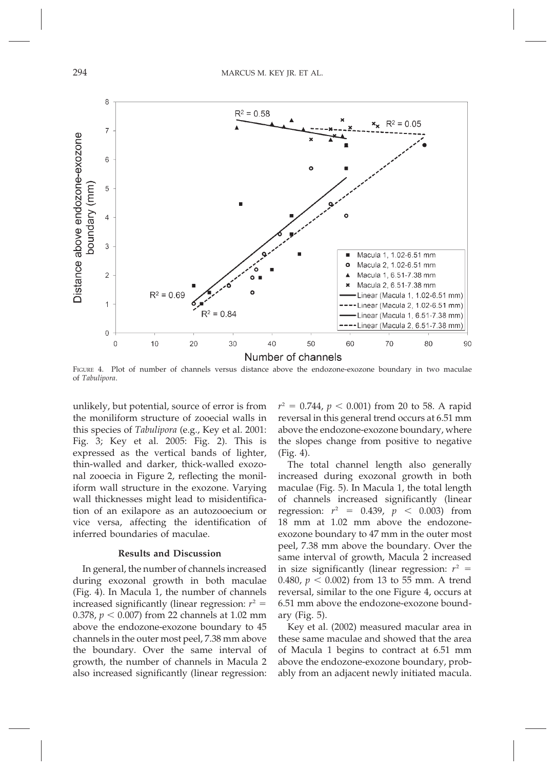FIGURE 4. Plot of number of channels versus distance above the endozone-exozone boundary in two maculae of *Tabulipora*.

unlikely, but potential, source of error is from the moniliform structure of zooecial walls in this species of *Tabulipora* (e.g., Key et al. 2001: Fig. 3; Key et al. 2005: Fig. 2). This is expressed as the vertical bands of lighter, thin-walled and darker, thick-walled exozonal zooecia in Figure 2, reflecting the moniliform wall structure in the exozone. Varying wall thicknesses might lead to misidentification of an exilapore as an autozooecium or vice versa, affecting the identification of inferred boundaries of maculae.

### Results and Discussion

In general, the number of channels increased during exozonal growth in both maculae (Fig. 4). In Macula 1, the number of channels increased significantly (linear regression: $r^2 = 0.378$, $p < 0.007$) from 22 channels at 1.02 mm above the endozone-exozone boundary to 45 channels in the outer most peel, 7.38 mm above the boundary. Over the same interval of growth, the number of channels in Macula 2 also increased significantly (linear regression: $r^2 = 0.744$, $p < 0.001$) from 20 to 58. A rapid reversal in this general trend occurs at 6.51 mm above the endozone-exozone boundary, where the slopes change from positive to negative (Fig. 4).

The total channel length also generally increased during exozonal growth in both maculae (Fig. 5). In Macula 1, the total length of channels increased significantly (linear regression: $r^2 = 0.439$, $p < 0.003$) from 18 mm at 1.02 mm above the endozone-exozone boundary to 47 mm in the outer most peel, 7.38 mm above the boundary. Over the same interval of growth, Macula 2 increased in size significantly (linear regression: $r^2 = 0.480$, $p < 0.002$) from 13 to 55 mm. A trend reversal, similar to the one Figure 4, occurs at 6.51 mm above the endozone-exozone boundary (Fig. 5).

Key et al. (2002) measured macular area in these same maculae and showed that the area of Macula 1 begins to contract at 6.51 mm above the endozone-exozone boundary, probably from an adjacent newly initiated macula.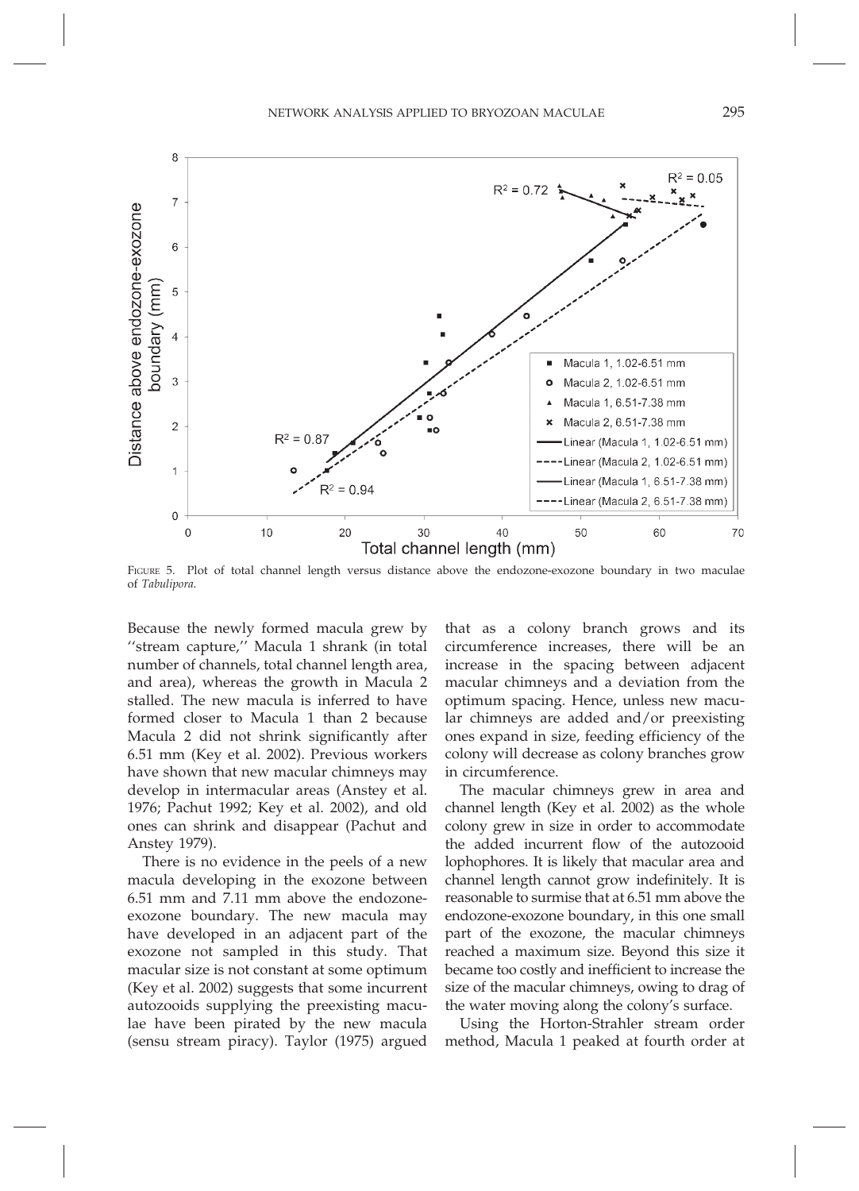FIGURE 5. Plot of total channel length versus distance above the endozone-exozone boundary in two maculae of *Tabulipora*.

Because the newly formed macula grew by ''stream capture,'' Macula 1 shrank (in total number of channels, total channel length area, and area), whereas the growth in Macula 2 stalled. The new macula is inferred to have formed closer to Macula 1 than 2 because Macula 2 did not shrink significantly after 6.51 mm (Key et al. 2002). Previous workers have shown that new macular chimneys may develop in intermacular areas (Anstey et al. 1976; Pachut 1992; Key et al. 2002), and old ones can shrink and disappear (Pachut and Anstey 1979).

There is no evidence in the peels of a new macula developing in the exozone between 6.51 mm and 7.11 mm above the endozone-exozone boundary. The new macula may have developed in an adjacent part of the exozone not sampled in this study. That macular size is not constant at some optimum (Key et al. 2002) suggests that some incurrent autozooids supplying the preexisting maculae have been pirated by the new macula (sensu stream piracy). Taylor (1975) argued that as a colony branch grows and its circumference increases, there will be an increase in the spacing between adjacent macular chimneys and a deviation from the optimum spacing. Hence, unless new macular chimneys are added and/or preexisting ones expand in size, feeding efficiency of the colony will decrease as colony branches grow in circumference.

The macular chimneys grew in area and channel length (Key et al. 2002) as the whole colony grew in size in order to accommodate the added incurrent flow of the autozooid lophophores. It is likely that macular area and channel length cannot grow indefinitely. It is reasonable to surmise that at 6.51 mm above the endozone-exozone boundary, in this one small part of the exozone, the macular chimneys reached a maximum size. Beyond this size it became too costly and inefficient to increase the size of the macular chimneys, owing to drag of the water moving along the colony's surface.

Using the Horton-Strahler stream order method, Macula 1 peaked at fourth order at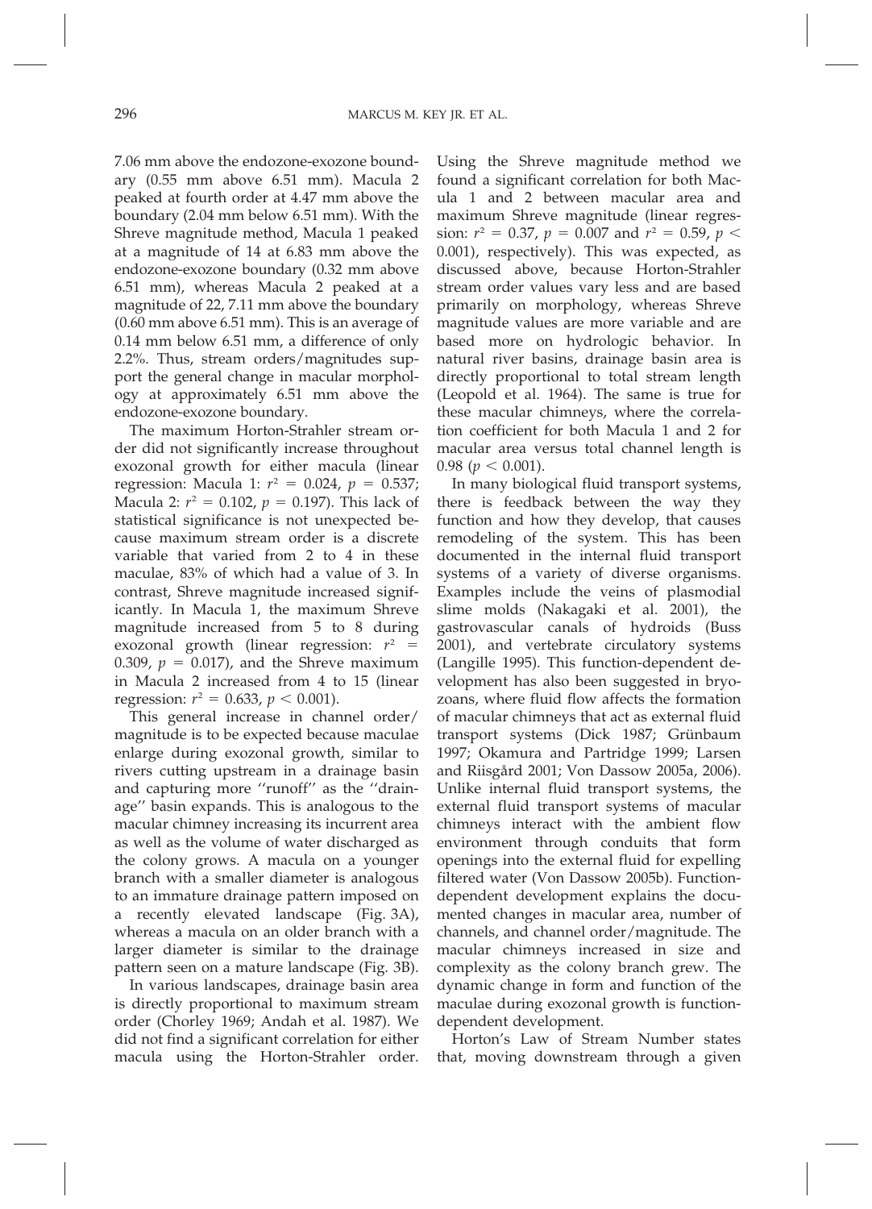7.06 mm above the endozone-exozone boundary (0.55 mm above 6.51 mm). Macula 2 peaked at fourth order at 4.47 mm above the boundary (2.04 mm below 6.51 mm). With the Shreve magnitude method, Macula 1 peaked at a magnitude of 14 at 6.83 mm above the endozone-exozone boundary (0.32 mm above 6.51 mm), whereas Macula 2 peaked at a magnitude of 22, 7.11 mm above the boundary (0.60 mm above 6.51 mm). This is an average of 0.14 mm below 6.51 mm, a difference of only 2.2%. Thus, stream orders/magnitudes support the general change in macular morphology at approximately 6.51 mm above the endozone-exozone boundary.

The maximum Horton-Strahler stream order did not significantly increase throughout exozonal growth for either macula (linear regression: Macula 1: $r^2 = 0.024$, $p = 0.537$; Macula 2: $r^2 = 0.102$, $p = 0.197$). This lack of statistical significance is not unexpected because maximum stream order is a discrete variable that varied from 2 to 4 in these maculae, 83% of which had a value of 3. In contrast, Shreve magnitude increased significantly. In Macula 1, the maximum Shreve magnitude increased from 5 to 8 during exozonal growth (linear regression: $r^2 = 0.309$, $p = 0.017$), and the Shreve maximum in Macula 2 increased from 4 to 15 (linear regression: $r^2 = 0.633$, $p < 0.001$).

This general increase in channel order/magnitude is to be expected because maculae enlarge during exozonal growth, similar to rivers cutting upstream in a drainage basin and capturing more ''runoff'' as the ''drainage'' basin expands. This is analogous to the macular chimney increasing its incurrent area as well as the volume of water discharged as the colony grows. A macula on a younger branch with a smaller diameter is analogous to an immature drainage pattern imposed on a recently elevated landscape (Fig. 3A), whereas a macula on an older branch with a larger diameter is similar to the drainage pattern seen on a mature landscape (Fig. 3B).

In various landscapes, drainage basin area is directly proportional to maximum stream order (Chorley 1969; Andah et al. 1987). We did not find a significant correlation for either macula using the Horton-Strahler order. Using the Shreve magnitude method we found a significant correlation for both Macula 1 and 2 between macular area and maximum Shreve magnitude (linear regression: $r^2 = 0.37$, $p = 0.007$ and $r^2 = 0.59$, $p < 0.001$), respectively). This was expected, as discussed above, because Horton-Strahler stream order values vary less and are based primarily on morphology, whereas Shreve magnitude values are more variable and are based more on hydrologic behavior. In natural river basins, drainage basin area is directly proportional to total stream length (Leopold et al. 1964). The same is true for these macular chimneys, where the correlation coefficient for both Macula 1 and 2 for macular area versus total channel length is 0.98 ($p < 0.001$).

In many biological fluid transport systems, there is feedback between the way they function and how they develop, that causes remodeling of the system. This has been documented in the internal fluid transport systems of a variety of diverse organisms. Examples include the veins of plasmodial slime molds (Nakagaki et al. 2001), the gastrovascular canals of hydroids (Buss 2001), and vertebrate circulatory systems (Langille 1995). This function-dependent development has also been suggested in bryozoans, where fluid flow affects the formation of macular chimneys that act as external fluid transport systems (Dick 1987; Grünbaum 1997; Okamura and Partridge 1999; Larsen and Riisgård 2001; Von Dassow 2005a, 2006). Unlike internal fluid transport systems, the external fluid transport systems of macular chimneys interact with the ambient flow environment through conduits that form openings into the external fluid for expelling filtered water (Von Dassow 2005b). Function-dependent development explains the documented changes in macular area, number of channels, and channel order/magnitude. The macular chimneys increased in size and complexity as the colony branch grew. The dynamic change in form and function of the maculae during exozonal growth is function-dependent development.

Horton's Law of Stream Number states that, moving downstream through a given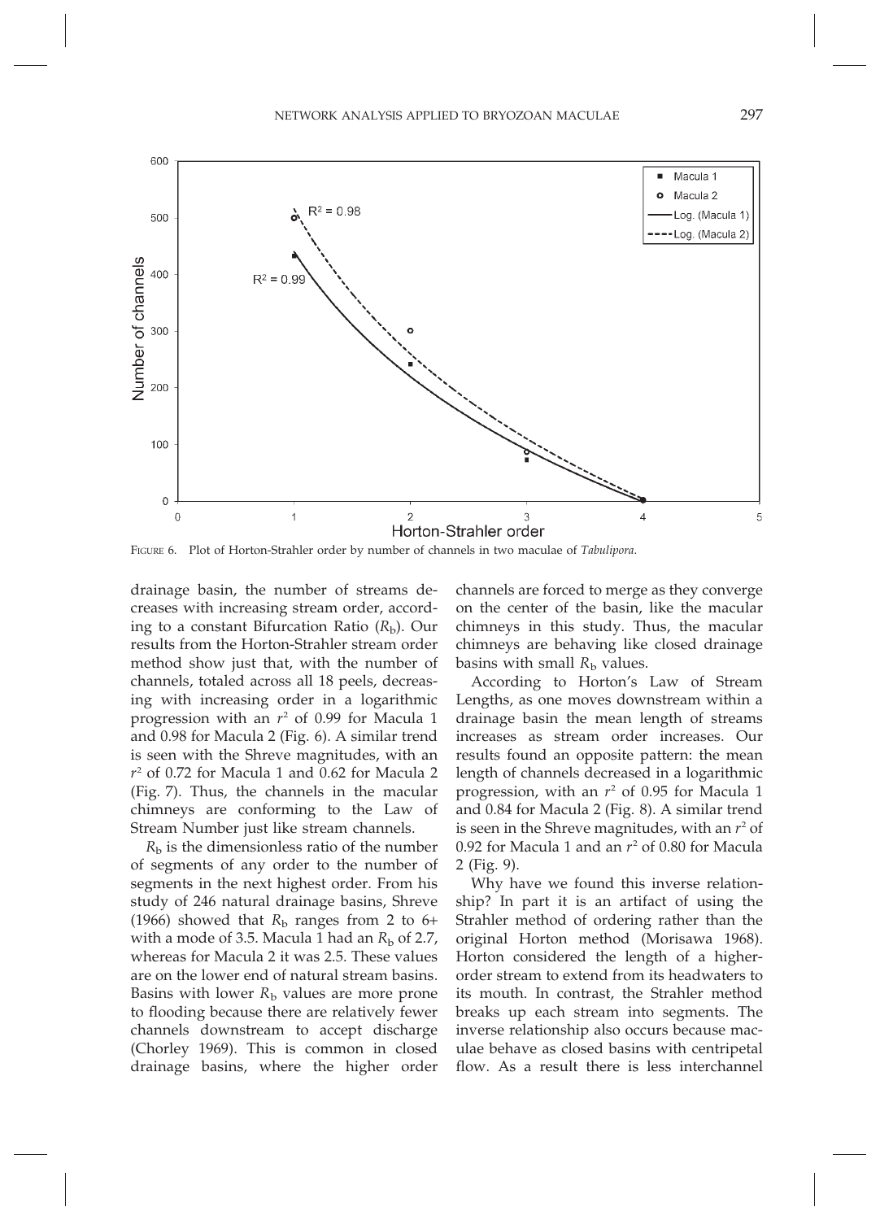FIGURE 6. Plot of Horton-Strahler order by number of channels in two maculae of *Tabulipora*.

drainage basin, the number of streams decreases with increasing stream order, according to a constant Bifurcation Ratio ($R_b$). Our results from the Horton-Strahler stream order method show just that, with the number of channels, totaled across all 18 peels, decreasing with increasing order in a logarithmic progression with an $r^2$ of 0.99 for Macula 1 and 0.98 for Macula 2 (Fig. 6). A similar trend is seen with the Shreve magnitudes, with an $r^2$ of 0.72 for Macula 1 and 0.62 for Macula 2 (Fig. 7). Thus, the channels in the macular chimneys are conforming to the Law of Stream Number just like stream channels.

$R_b$ is the dimensionless ratio of the number of segments of any order to the number of segments in the next highest order. From his study of 246 natural drainage basins, Shreve (1966) showed that $R_b$ ranges from 2 to 6+ with a mode of 3.5. Macula 1 had an $R_b$ of 2.7, whereas for Macula 2 it was 2.5. These values are on the lower end of natural stream basins. Basins with lower $R_b$ values are more prone to flooding because there are relatively fewer channels downstream to accept discharge (Chorley 1969). This is common in closed drainage basins, where the higher order channels are forced to merge as they converge on the center of the basin, like the macular chimneys in this study. Thus, the macular chimneys are behaving like closed drainage basins with small $R_b$ values.

According to Horton's Law of Stream Lengths, as one moves downstream within a drainage basin the mean length of streams increases as stream order increases. Our results found an opposite pattern: the mean length of channels decreased in a logarithmic progression, with an $r^2$ of 0.95 for Macula 1 and 0.84 for Macula 2 (Fig. 8). A similar trend is seen in the Shreve magnitudes, with an $r^2$ of 0.92 for Macula 1 and an $r^2$ of 0.80 for Macula 2 (Fig. 9).

Why have we found this inverse relationship? In part it is an artifact of using the Strahler method of ordering rather than the original Horton method (Morisawa 1968). Horton considered the length of a higher-order stream to extend from its headwaters to its mouth. In contrast, the Strahler method breaks up each stream into segments. The inverse relationship also occurs because maculae behave as closed basins with centripetal flow. As a result there is less interchannel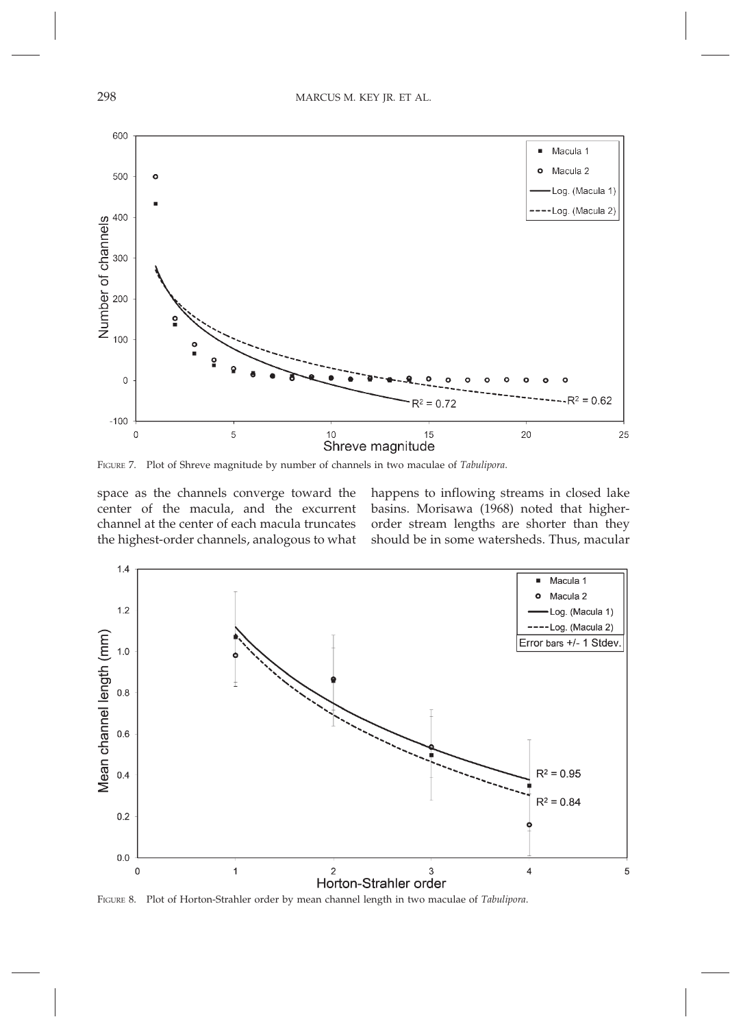FIGURE 7. Plot of Shreve magnitude by number of channels in two maculae of *Tabulipora*.

space as the channels converge toward the center of the macula, and the excurrent channel at the center of each macula truncates the highest-order channels, analogous to what happens to inflowing streams in closed lake basins. Morisawa (1968) noted that higher-order stream lengths are shorter than they should be in some watersheds. Thus, macular

FIGURE 8. Plot of Horton-Strahler order by mean channel length in two maculae of *Tabulipora*.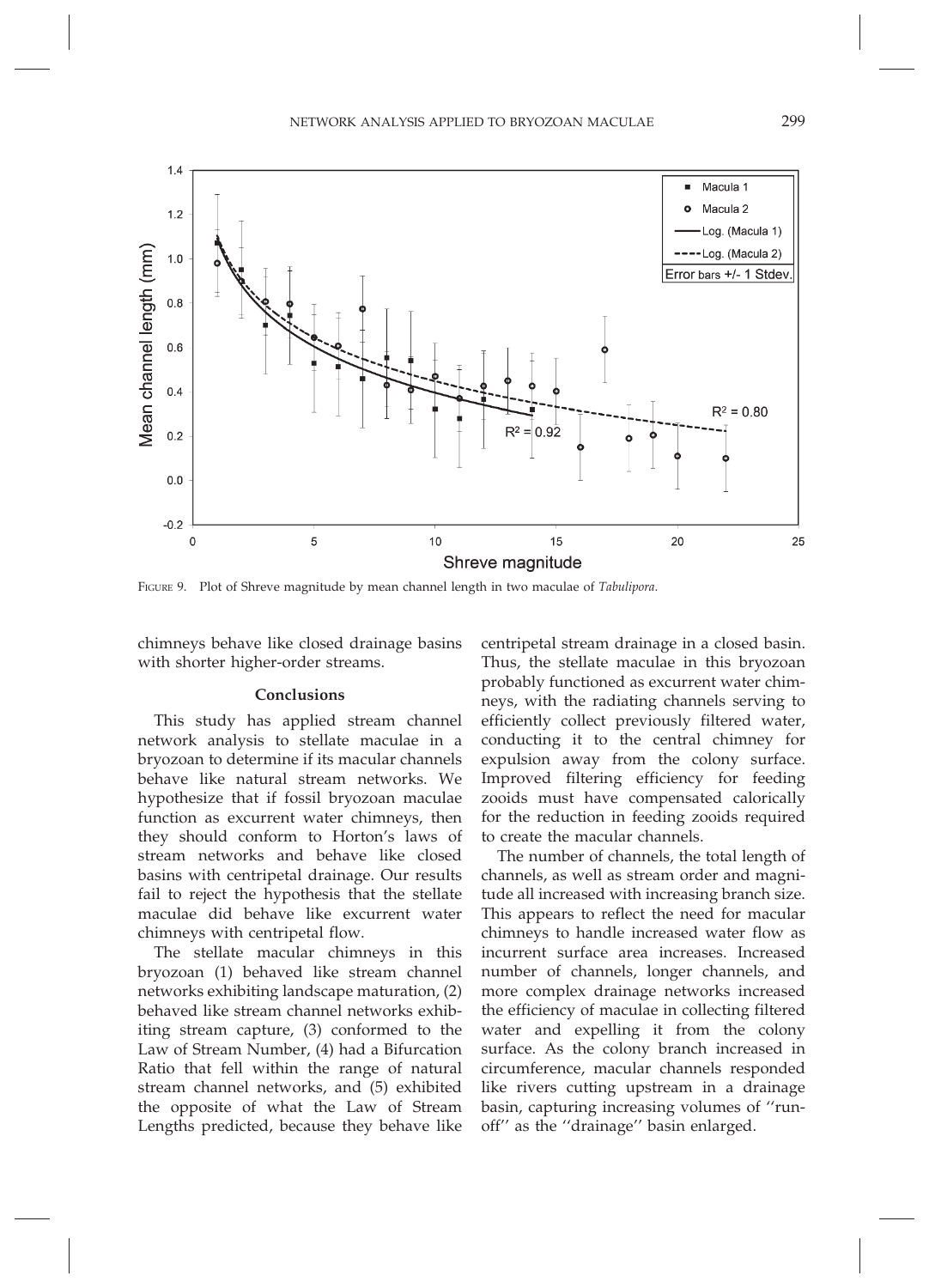FIGURE 9. Plot of Shreve magnitude by mean channel length in two maculae of *Tabulipora*.

chimneys behave like closed drainage basins with shorter higher-order streams.

## Conclusions

This study has applied stream channel network analysis to stellate maculae in a bryozoan to determine if its macular channels behave like natural stream networks. We hypothesize that if fossil bryozoan maculae function as excurrent water chimneys, then they should conform to Horton's laws of stream networks and behave like closed basins with centripetal drainage. Our results fail to reject the hypothesis that the stellate maculae did behave like excurrent water chimneys with centripetal flow.

The stellate macular chimneys in this bryozoan (1) behaved like stream channel networks exhibiting landscape maturation, (2) behaved like stream channel networks exhibiting stream capture, (3) conformed to the Law of Stream Number, (4) had a Bifurcation Ratio that fell within the range of natural stream channel networks, and (5) exhibited the opposite of what the Law of Stream Lengths predicted, because they behave like centripetal stream drainage in a closed basin. Thus, the stellate maculae in this bryozoan probably functioned as excurrent water chimneys, with the radiating channels serving to efficiently collect previously filtered water, conducting it to the central chimney for expulsion away from the colony surface. Improved filtering efficiency for feeding zooids must have compensated calorically for the reduction in feeding zooids required to create the macular channels.

The number of channels, the total length of channels, as well as stream order and magnitude all increased with increasing branch size. This appears to reflect the need for macular chimneys to handle increased water flow as incurrent surface area increases. Increased number of channels, longer channels, and more complex drainage networks increased the efficiency of maculae in collecting filtered water and expelling it from the colony surface. As the colony branch increased in circumference, macular channels responded like rivers cutting upstream in a drainage basin, capturing increasing volumes of ''runoff'' as the ''drainage'' basin enlarged.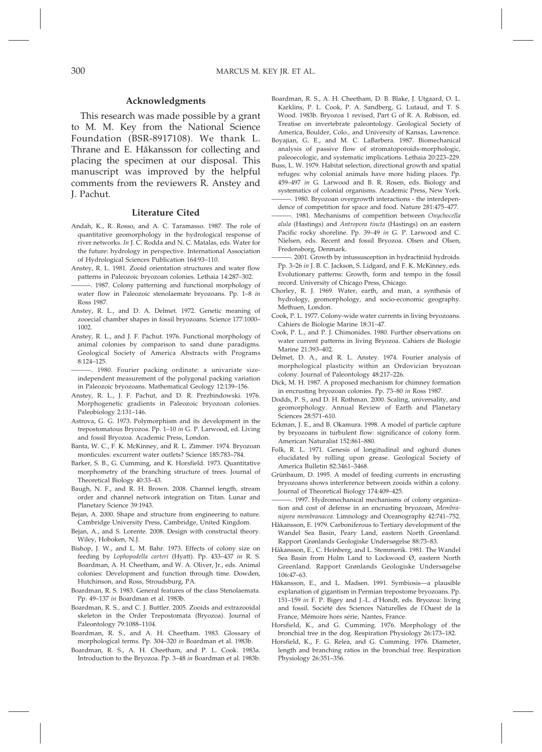## Acknowledgments

This research was made possible by a grant to M. M. Key from the National Science Foundation (BSR-8917108). We thank L. Thrane and E. Håkansson for collecting and placing the specimen at our disposal. This manuscript was improved by the helpful comments from the reviewers R. Anstey and J. Pachut.

## Literature Cited

Andah, K., R. Rosso, and A. C. Taramasso. 1987. The role of quantitative geomorphology in the hydrological response of river networks. *In* J. C. Rodda and N. C. Matalas, eds. Water for the future: hydrology in perspective. International Association of Hydrological Sciences Publication 164:93–110.

Anstey, R. L. 1981. Zooid orientation structures and water flow patterns in Paleozoic bryozoan colonies. Lethaia 14:287–302.

———. 1987. Colony patterning and functional morphology of water flow in Paleozoic stenolaemate bryozoans. Pp. 1–8 *in* Ross 1987.

Anstey, R. L., and D. A. Delmet. 1972. Genetic meaning of zooecial chamber shapes in fossil bryozoans. Science 177:1000–1002.

Anstey, R. L., and J. F. Pachut. 1976. Functional morphology of animal colonies by comparison to sand dune paradigms. Geological Society of America Abstracts with Programs 8:124–125.

———. 1980. Fourier packing ordinate: a univariate size-independent measurement of the polygonal packing variation in Paleozoic bryozoans. Mathematical Geology 12:139–156.

Anstey, R. L., J. F. Pachut, and D. R. Prezbindowski. 1976. Morphogenetic gradients in Paleozoic bryozoan colonies. Paleobiology 2:131–146.

Astrova, G. G. 1973. Polymorphism and its development in the trepostomatous Bryozoa. Pp. 1–10 *in* G. P. Larwood, ed. Living and fossil Bryozoa. Academic Press, London.

Banta, W. C., F. K. McKinney, and R. L. Zimmer. 1974. Bryozoan monticules: excurrent water outlets? Science 185:783–784.

Barker, S. B., G. Cumming, and K. Horsfield. 1973. Quantitative morphometry of the branching structure of trees. Journal of Theoretical Biology 40:33–43.

Baugh, N. F., and R. H. Brown. 2008. Channel length, stream order and channel network integration on Titan. Lunar and Planetary Science 39:1943.

Bejan, A. 2000. Shape and structure from engineering to nature. Cambridge University Press, Cambridge, United Kingdom.

Bejan, A., and S. Lorente. 2008. Design with constructal theory. Wiley, Hoboken, N.J.

Bishop, J. W., and L. M. Bahr. 1973. Effects of colony size on feeding by *Lophopodella carteri* (Hyatt). Pp. 433–437 *in* R. S. Boardman, A. H. Cheetham, and W. A. Oliver, Jr., eds. Animal colonies: Development and function through time. Dowden, Hutchinson, and Ross, Stroudsburg, PA.

Boardman, R. S. 1983. General features of the class Stenolaemata. Pp. 49–137 *in* Boardman et al. 1983b.

Boardman, R. S., and C. J. Buttler. 2005. Zooids and extrazooidal skeleton in the Order Trepostomata (Bryozoa). Journal of Paleontology 79:1088–1104.

Boardman, R. S., and A. H. Cheetham. 1983. Glossary of morphological terms. Pp. 304–320 *in* Boardman et al. 1983b.

Boardman, R. S., A. H. Cheetham, and P. L. Cook. 1983a. Introduction to the Bryozoa. Pp. 3–48 *in* Boardman et al. 1983b.

Boardman, R. S., A. H. Cheetham, D. B. Blake, J. Utgaard, O. L. Karklins, P. L. Cook, P. A. Sandberg, G. Lutaud, and T. S. Wood. 1983b. Bryozoa 1 revised, Part G of R. A. Robison, ed. Treatise on invertebrate paleontology. Geological Society of America, Boulder, Colo., and University of Kansas, Lawrence.

Boyajian, G. E., and M. C. LaBarbera. 1987. Biomechanical analysis of passive flow of stromatoporoids-morphologic, paleoecologic, and systematic implications. Lethaia 20:223–229.

Buss, L. W. 1979. Habitat selection, directional growth and spatial refuges: why colonial animals have more hiding places. Pp. 459–497 *in* G. Larwood and B. R. Rosen, eds. Biology and systematics of colonial organisms. Academic Press, New York.

———. 1980. Bryozoan overgrowth interactions - the interdependence of competition for space and food. Nature 281:475–477.

———. 1981. Mechanisms of competition between *Onychocella alula* (Hastings) and *Antropora tincta* (Hastings) on an eastern Pacific rocky shoreline. Pp. 39–49 *in* G. P. Larwood and C. Nielsen, eds. Recent and fossil Bryozoa. Olsen and Olsen, Fredensborg, Denmark.

———. 2001. Growth by intussusception in hydractiniid hydroids. Pp. 3–26 *in* J. B. C. Jackson, S. Lidgard, and F. K. McKinney, eds. Evolutionary patterns: Growth, form and tempo in the fossil record. University of Chicago Press, Chicago.

Chorley, R. J. 1969. Water, earth, and man, a synthesis of hydrology, geomorphology, and socio-economic geography. Methuen, London.

Cook, P. L. 1977. Colony-wide water currents in living bryozoans. Cahiers de Biologie Marine 18:31–47.

Cook, P. L., and P. J. Chimonides. 1980. Further observations on water current patterns in living Bryozoa. Cahiers de Biologie Marine 21:393–402.

Delmet, D. A., and R. L. Anstey. 1974. Fourier analysis of morphological plasticity within an Ordovician bryozoan colony. Journal of Paleontology 48:217–226.

Dick, M. H. 1987. A proposed mechanism for chimney formation in encrusting bryozoan colonies. Pp. 73–80 *in* Ross 1987.

Dodds, P. S., and D. H. Rothman. 2000. Scaling, universality, and geomorphology. Annual Review of Earth and Planetary Sciences 28:571–610.

Eckman, J. E., and B. Okamura. 1998. A model of particle capture by bryozoans in turbulent flow: significance of colony form. American Naturalist 152:861–880.

Folk, R. L. 1971. Genesis of longitudinal and oghurd dunes elucidated by rolling upon grease. Geological Society of America Bulletin 82:3461–3468.

Grünbaum, D. 1995. A model of feeding currents in encrusting bryozoans shows interference between zooids within a colony. Journal of Theoretical Biology 174:409–425.

———. 1997. Hydromechanical mechanisms of colony organization and cost of defense in an encrusting bryozoan, *Membranipora membranacea*. Limnology and Oceanography 42:741–752.

Håkansson, E. 1979. Carboniferous to Tertiary development of the Wandel Sea Basin, Peary Land, eastern North Greenland. Rapport Grønlands Geologiske Undersøgelse 88:73–83.

Håkansson, E., C. Heinberg, and L. Stemmerik. 1981. The Wandel Sea Basin from Holm Land to Lockwood Ø, eastern North Greenland. Rapport Grønlands Geologiske Undersøgelse 106:47–63.

Håkansson, E., and L. Madsen. 1991. Symbiosis—a plausible explanation of gigantism in Permian trepostome bryozoans. Pp. 151–159 *in* F. P. Bigey and J.-L. d'Hondt, eds. Bryozoa: living and fossil. Société des Sciences Naturelles de l'Ouest de la France, Mémoire hors série, Nantes, France.

Horsfield, K., and G. Cumming. 1976. Morphology of the bronchial tree in the dog. Respiration Physiology 26:173–182.

Horsfield, K., F. G. Relea, and G. Cumming. 1976. Diameter, length and branching ratios in the bronchial tree. Respiration Physiology 26:351–356.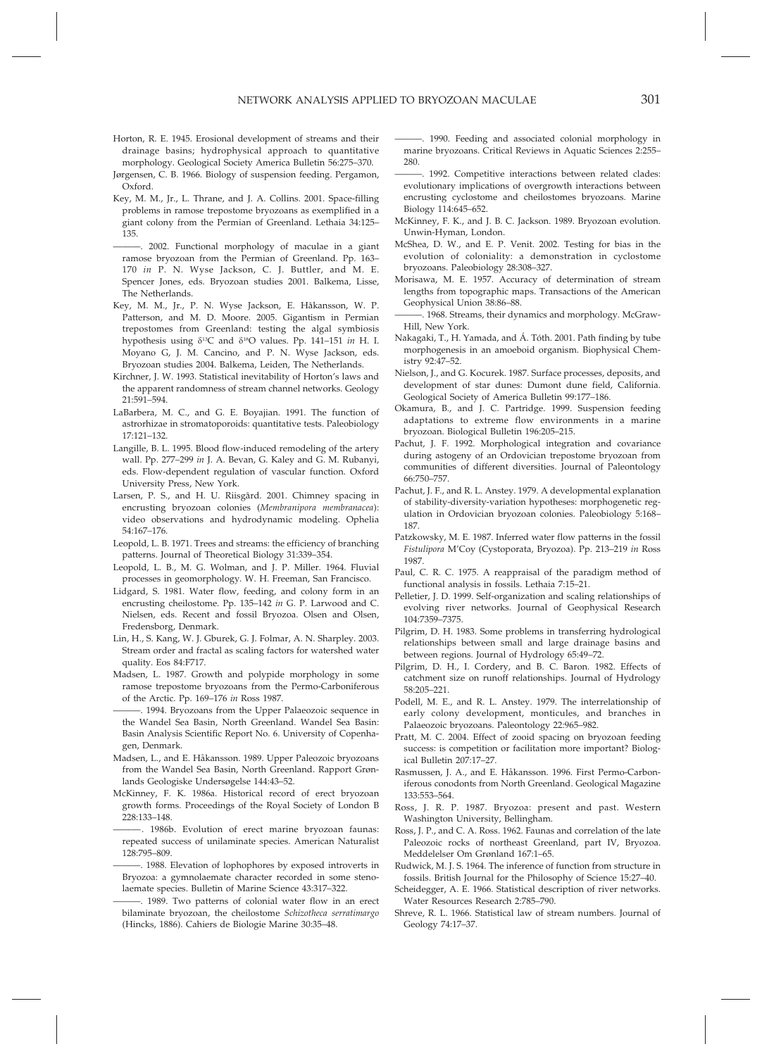Horton, R. E. 1945. Erosional development of streams and their drainage basins; hydrophysical approach to quantitative morphology. Geological Society America Bulletin 56:275–370.

Jørgensen, C. B. 1966. Biology of suspension feeding. Pergamon, Oxford.

Key, M. M., Jr., L. Thrane, and J. A. Collins. 2001. Space-filling problems in ramose trepostome bryozoans as exemplified in a giant colony from the Permian of Greenland. Lethaia 34:125–135.

———. 2002. Functional morphology of maculae in a giant ramose bryozoan from the Permian of Greenland. Pp. 163–170 *in* P. N. Wyse Jackson, C. J. Buttler, and M. E. Spencer Jones, eds. Bryozoan studies 2001. Balkema, Lisse, The Netherlands.

Key, M. M., Jr., P. N. Wyse Jackson, E. Håkansson, W. P. Patterson, and M. D. Moore. 2005. Gigantism in Permian trepostomes from Greenland: testing the algal symbiosis hypothesis using $\delta^{13}$C and $\delta^{18}$O values. Pp. 141–151 *in* H. I. Moyano G, J. M. Cancino, and P. N. Wyse Jackson, eds. Bryozoan studies 2004. Balkema, Leiden, The Netherlands.

Kirchner, J. W. 1993. Statistical inevitability of Horton's laws and the apparent randomness of stream channel networks. Geology 21:591–594.

LaBarbera, M. C., and G. E. Boyajian. 1991. The function of astrorhizae in stromatoporoids: quantitative tests. Paleobiology 17:121–132.

Langille, B. L. 1995. Blood flow-induced remodeling of the artery wall. Pp. 277–299 *in* J. A. Bevan, G. Kaley and G. M. Rubanyi, eds. Flow-dependent regulation of vascular function. Oxford University Press, New York.

Larsen, P. S., and H. U. Riisgård. 2001. Chimney spacing in encrusting bryozoan colonies (*Membranipora membranacea*): video observations and hydrodynamic modeling. Ophelia 54:167–176.

Leopold, L. B. 1971. Trees and streams: the efficiency of branching patterns. Journal of Theoretical Biology 31:339–354.

Leopold, L. B., M. G. Wolman, and J. P. Miller. 1964. Fluvial processes in geomorphology. W. H. Freeman, San Francisco.

Lidgard, S. 1981. Water flow, feeding, and colony form in an encrusting cheilostome. Pp. 135–142 *in* G. P. Larwood and C. Nielsen, eds. Recent and fossil Bryozoa. Olsen and Olsen, Fredensborg, Denmark.

Lin, H., S. Kang, W. J. Gburek, G. J. Folmar, A. N. Sharpley. 2003. Stream order and fractal as scaling factors for watershed water quality. Eos 84:F717.

Madsen, L. 1987. Growth and polypide morphology in some ramose trepostome bryozoans from the Permo-Carboniferous of the Arctic. Pp. 169–176 *in* Ross 1987.

———. 1994. Bryozoans from the Upper Palaeozoic sequence in the Wandel Sea Basin, North Greenland. Wandel Sea Basin: Basin Analysis Scientific Report No. 6. University of Copenhagen, Denmark.

Madsen, L., and E. Håkansson. 1989. Upper Paleozoic bryozoans from the Wandel Sea Basin, North Greenland. Rapport Grønlands Geologiske Undersøgelse 144:43–52.

McKinney, F. K. 1986a. Historical record of erect bryozoan growth forms. Proceedings of the Royal Society of London B 228:133–148.

———. 1986b. Evolution of erect marine bryozoan faunas: repeated success of unilaminate species. American Naturalist 128:795–809.

———. 1988. Elevation of lophophores by exposed introverts in Bryozoa: a gymnolaemate character recorded in some stenolaemate species. Bulletin of Marine Science 43:317–322.

———. 1989. Two patterns of colonial water flow in an erect bilaminate bryozoan, the cheilostome *Schizotheca serratimargo* (Hincks, 1886). Cahiers de Biologie Marine 30:35–48.

———. 1990. Feeding and associated colonial morphology in marine bryozoans. Critical Reviews in Aquatic Sciences 2:255–280.

———. 1992. Competitive interactions between related clades: evolutionary implications of overgrowth interactions between encrusting cyclostome and cheilostomes bryozoans. Marine Biology 114:645–652.

McKinney, F. K., and J. B. C. Jackson. 1989. Bryozoan evolution. Unwin-Hyman, London.

McShea, D. W., and E. P. Venit. 2002. Testing for bias in the evolution of coloniality: a demonstration in cyclostome bryozoans. Paleobiology 28:308–327.

Morisawa, M. E. 1957. Accuracy of determination of stream lengths from topographic maps. Transactions of the American Geophysical Union 38:86–88.

———. 1968. Streams, their dynamics and morphology. McGraw-Hill, New York.

Nakagaki, T., H. Yamada, and Á. Tóth. 2001. Path finding by tube morphogenesis in an amoeboid organism. Biophysical Chemistry 92:47–52.

Nielson, J., and G. Kocurek. 1987. Surface processes, deposits, and development of star dunes: Dumont dune field, California. Geological Society of America Bulletin 99:177–186.

Okamura, B., and J. C. Partridge. 1999. Suspension feeding adaptations to extreme flow environments in a marine bryozoan. Biological Bulletin 196:205–215.

Pachut, J. F. 1992. Morphological integration and covariance during astogeny of an Ordovician trepostome bryozoan from communities of different diversities. Journal of Paleontology 66:750–757.

Pachut, J. F., and R. L. Anstey. 1979. A developmental explanation of stability-diversity-variation hypotheses: morphogenetic regulation in Ordovician bryozoan colonies. Paleobiology 5:168–187.

Patzkowsky, M. E. 1987. Inferred water flow patterns in the fossil *Fistulipora* M'Coy (Cystoporata, Bryozoa). Pp. 213–219 *in* Ross 1987.

Paul, C. R. C. 1975. A reappraisal of the paradigm method of functional analysis in fossils. Lethaia 7:15–21.

Pelletier, J. D. 1999. Self-organization and scaling relationships of evolving river networks. Journal of Geophysical Research 104:7359–7375.

Pilgrim, D. H. 1983. Some problems in transferring hydrological relationships between small and large drainage basins and between regions. Journal of Hydrology 65:49–72.

Pilgrim, D. H., I. Cordery, and B. C. Baron. 1982. Effects of catchment size on runoff relationships. Journal of Hydrology 58:205–221.

Podell, M. E., and R. L. Anstey. 1979. The interrelationship of early colony development, monticules, and branches in Palaeozoic bryozoans. Paleontology 22:965–982.

Pratt, M. C. 2004. Effect of zooid spacing on bryozoan feeding success: is competition or facilitation more important? Biological Bulletin 207:17–27.

Rasmussen, J. A., and E. Håkansson. 1996. First Permo-Carboniferous conodonts from North Greenland. Geological Magazine 133:553–564.

Ross, J. R. P. 1987. Bryozoa: present and past. Western Washington University, Bellingham.

Ross, J. P., and C. A. Ross. 1962. Faunas and correlation of the late Paleozoic rocks of northeast Greenland, part IV, Bryozoa. Meddelelser Om Grønland 167:1–65.

Rudwick, M. J. S. 1964. The inference of function from structure in fossils. British Journal for the Philosophy of Science 15:27–40.

Scheidegger, A. E. 1966. Statistical description of river networks. Water Resources Research 2:785–790.

Shreve, R. L. 1966. Statistical law of stream numbers. Journal of Geology 74:17–37.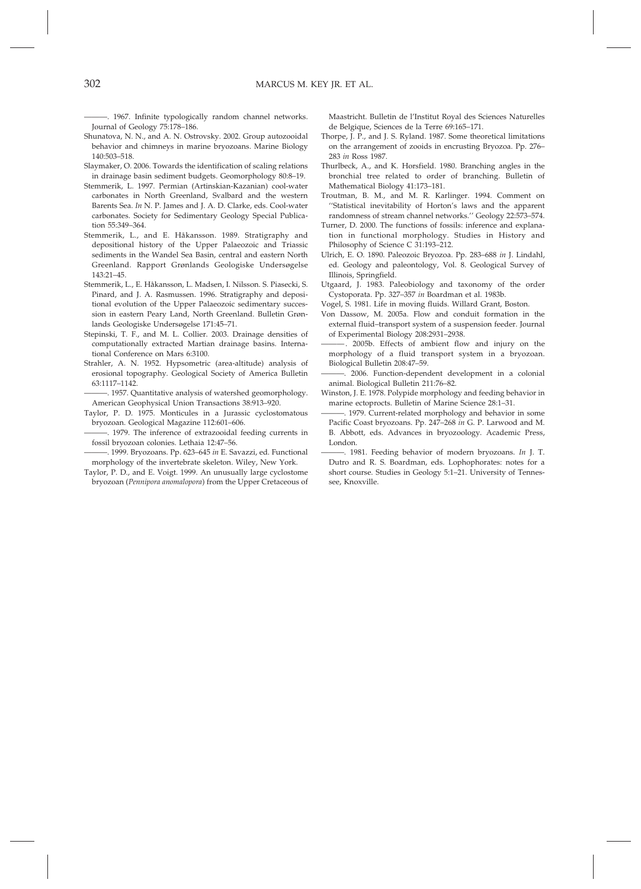———. 1967. Infinite typologically random channel networks. Journal of Geology 75:178–186.

Shunatova, N. N., and A. N. Ostrovsky. 2002. Group autozooidal behavior and chimneys in marine bryozoans. Marine Biology 140:503–518.

Slaymaker, O. 2006. Towards the identification of scaling relations in drainage basin sediment budgets. Geomorphology 80:8–19.

Stemmerik, L. 1997. Permian (Artinskian-Kazanian) cool-water carbonates in North Greenland, Svalbard and the western Barents Sea. *In* N. P. James and J. A. D. Clarke, eds. Cool-water carbonates. Society for Sedimentary Geology Special Publication 55:349–364.

Stemmerik, L., and E. Håkansson. 1989. Stratigraphy and depositional history of the Upper Palaeozoic and Triassic sediments in the Wandel Sea Basin, central and eastern North Greenland. Rapport Grønlands Geologiske Undersøgelse 143:21–45.

Stemmerik, L., E. Håkansson, L. Madsen, I. Nilsson. S. Piasecki, S. Pinard, and J. A. Rasmussen. 1996. Stratigraphy and depositional evolution of the Upper Palaeozoic sedimentary succession in eastern Peary Land, North Greenland. Bulletin Grønlands Geologiske Undersøgelse 171:45–71.

Stepinski, T. F., and M. L. Collier. 2003. Drainage densities of computationally extracted Martian drainage basins. International Conference on Mars 6:3100.

Strahler, A. N. 1952. Hypsometric (area-altitude) analysis of erosional topography. Geological Society of America Bulletin 63:1117–1142.

———. 1957. Quantitative analysis of watershed geomorphology. American Geophysical Union Transactions 38:913–920.

Taylor, P. D. 1975. Monticules in a Jurassic cyclostomatous bryozoan. Geological Magazine 112:601–606.

———. 1979. The inference of extrazooidal feeding currents in fossil bryozoan colonies. Lethaia 12:47–56.

———. 1999. Bryozoans. Pp. 623–645 *in* E. Savazzi, ed. Functional morphology of the invertebrate skeleton. Wiley, New York.

Taylor, P. D., and E. Voigt. 1999. An unusually large cyclostome bryozoan (*Pennipora anomalopora*) from the Upper Cretaceous of Maastricht. Bulletin de l'Institut Royal des Sciences Naturelles de Belgique, Sciences de la Terre 69:165–171.

Thorpe, J. P., and J. S. Ryland. 1987. Some theoretical limitations on the arrangement of zooids in encrusting Bryozoa. Pp. 276–283 *in* Ross 1987.

Thurlbeck, A., and K. Horsfield. 1980. Branching angles in the bronchial tree related to order of branching. Bulletin of Mathematical Biology 41:173–181.

Troutman, B. M., and M. R. Karlinger. 1994. Comment on ''Statistical inevitability of Horton's laws and the apparent randomness of stream channel networks.'' Geology 22:573–574.

Turner, D. 2000. The functions of fossils: inference and explanation in functional morphology. Studies in History and Philosophy of Science C 31:193–212.

Ulrich, E. O. 1890. Paleozoic Bryozoa. Pp. 283–688 *in* J. Lindahl, ed. Geology and paleontology, Vol. 8. Geological Survey of Illinois, Springfield.

Utgaard, J. 1983. Paleobiology and taxonomy of the order Cystoporata. Pp. 327–357 *in* Boardman et al. 1983b.

Vogel, S. 1981. Life in moving fluids. Willard Grant, Boston.

Von Dassow, M. 2005a. Flow and conduit formation in the external fluid–transport system of a suspension feeder. Journal of Experimental Biology 208:2931–2938.

———. 2005b. Effects of ambient flow and injury on the morphology of a fluid transport system in a bryozoan. Biological Bulletin 208:47–59.

———. 2006. Function-dependent development in a colonial animal. Biological Bulletin 211:76–82.

Winston, J. E. 1978. Polypide morphology and feeding behavior in marine ectoprocts. Bulletin of Marine Science 28:1–31.

———. 1979. Current-related morphology and behavior in some Pacific Coast bryozoans. Pp. 247–268 *in* G. P. Larwood and M. B. Abbott, eds. Advances in bryozoology. Academic Press, London.

———. 1981. Feeding behavior of modern bryozoans. *In* J. T. Dutro and R. S. Boardman, eds. Lophophorates: notes for a short course. Studies in Geology 5:1–21. University of Tennessee, Knoxville.